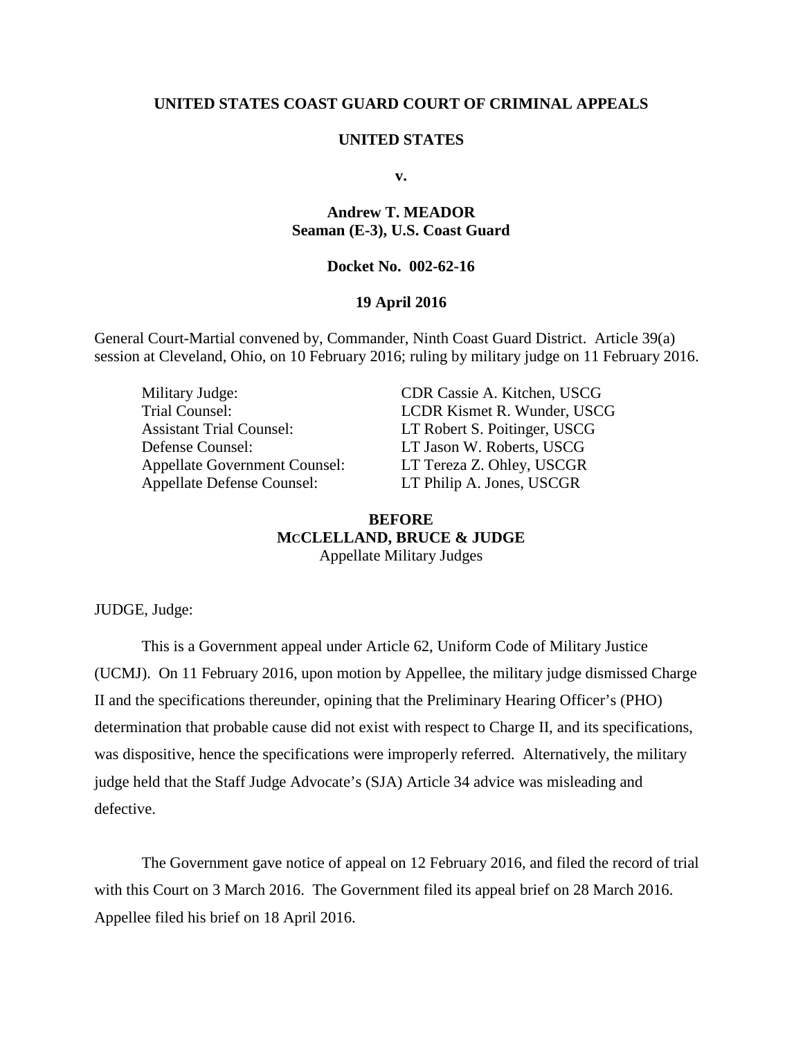**UNITED STATES COAST GUARD COURT OF CRIMINAL APPEALS**

**UNITED STATES**

**v.**

**Andrew T. MEADOR**
**Seaman (E-3), U.S. Coast Guard**

**Docket No. 002-62-16**

**19 April 2016**

General Court-Martial convened by, Commander, Ninth Coast Guard District. Article 39(a) session at Cleveland, Ohio, on 10 February 2016; ruling by military judge on 11 February 2016.

| | |
|---|---|
| Military Judge: | CDR Cassie A. Kitchen, USCG |
| Trial Counsel: | LCDR Kismet R. Wunder, USCG |
| Assistant Trial Counsel: | LT Robert S. Poitinger, USCG |
| Defense Counsel: | LT Jason W. Roberts, USCG |
| Appellate Government Counsel: | LT Tereza Z. Ohley, USCGR |
| Appellate Defense Counsel: | LT Philip A. Jones, USCGR |

**BEFORE**
**MCCLELLAND, BRUCE & JUDGE**
Appellate Military Judges

JUDGE, Judge:

This is a Government appeal under Article 62, Uniform Code of Military Justice (UCMJ). On 11 February 2016, upon motion by Appellee, the military judge dismissed Charge II and the specifications thereunder, opining that the Preliminary Hearing Officer's (PHO) determination that probable cause did not exist with respect to Charge II, and its specifications, was dispositive, hence the specifications were improperly referred. Alternatively, the military judge held that the Staff Judge Advocate's (SJA) Article 34 advice was misleading and defective.

The Government gave notice of appeal on 12 February 2016, and filed the record of trial with this Court on 3 March 2016. The Government filed its appeal brief on 28 March 2016. Appellee filed his brief on 18 April 2016.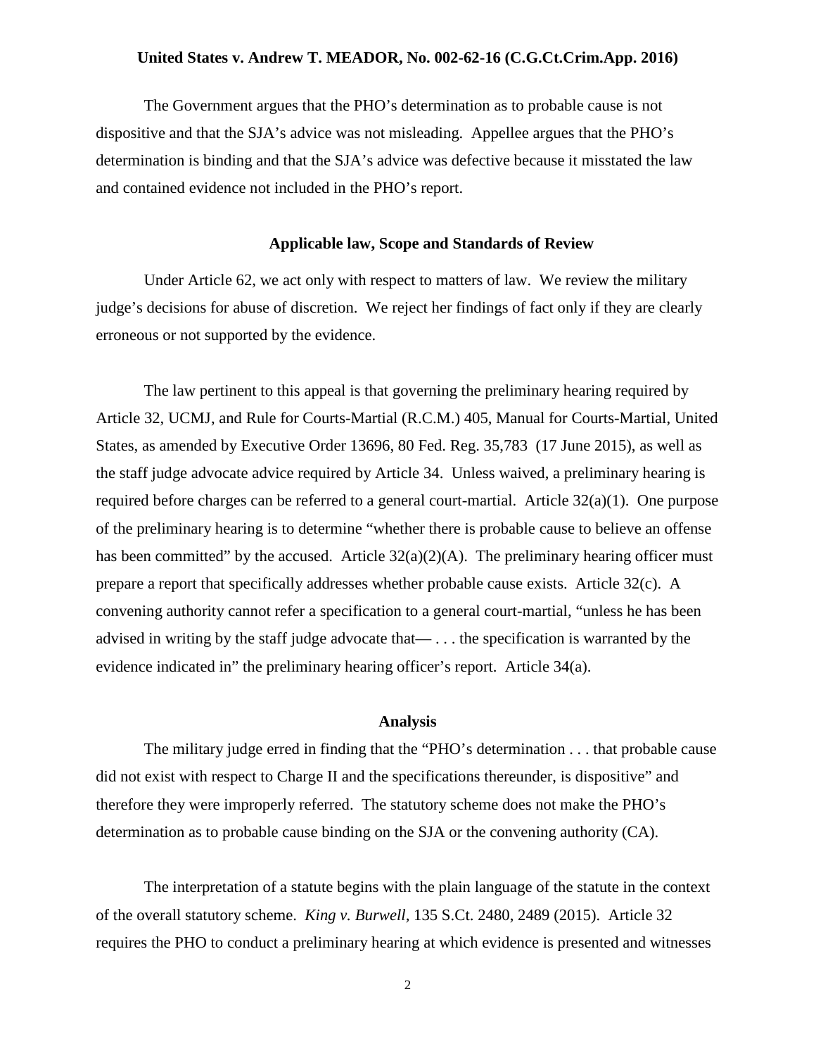The Government argues that the PHO's determination as to probable cause is not dispositive and that the SJA's advice was not misleading. Appellee argues that the PHO's determination is binding and that the SJA's advice was defective because it misstated the law and contained evidence not included in the PHO's report.

### Applicable law, Scope and Standards of Review

Under Article 62, we act only with respect to matters of law. We review the military judge's decisions for abuse of discretion. We reject her findings of fact only if they are clearly erroneous or not supported by the evidence.

The law pertinent to this appeal is that governing the preliminary hearing required by Article 32, UCMJ, and Rule for Courts-Martial (R.C.M.) 405, Manual for Courts-Martial, United States, as amended by Executive Order 13696, 80 Fed. Reg. 35,783 (17 June 2015), as well as the staff judge advocate advice required by Article 34. Unless waived, a preliminary hearing is required before charges can be referred to a general court-martial. Article 32(a)(1). One purpose of the preliminary hearing is to determine "whether there is probable cause to believe an offense has been committed" by the accused. Article 32(a)(2)(A). The preliminary hearing officer must prepare a report that specifically addresses whether probable cause exists. Article 32(c). A convening authority cannot refer a specification to a general court-martial, "unless he has been advised in writing by the staff judge advocate that— . . . the specification is warranted by the evidence indicated in" the preliminary hearing officer's report. Article 34(a).

### Analysis

The military judge erred in finding that the "PHO's determination . . . that probable cause did not exist with respect to Charge II and the specifications thereunder, is dispositive" and therefore they were improperly referred. The statutory scheme does not make the PHO's determination as to probable cause binding on the SJA or the convening authority (CA).

The interpretation of a statute begins with the plain language of the statute in the context of the overall statutory scheme. *King v. Burwell*, 135 S.Ct. 2480, 2489 (2015). Article 32 requires the PHO to conduct a preliminary hearing at which evidence is presented and witnesses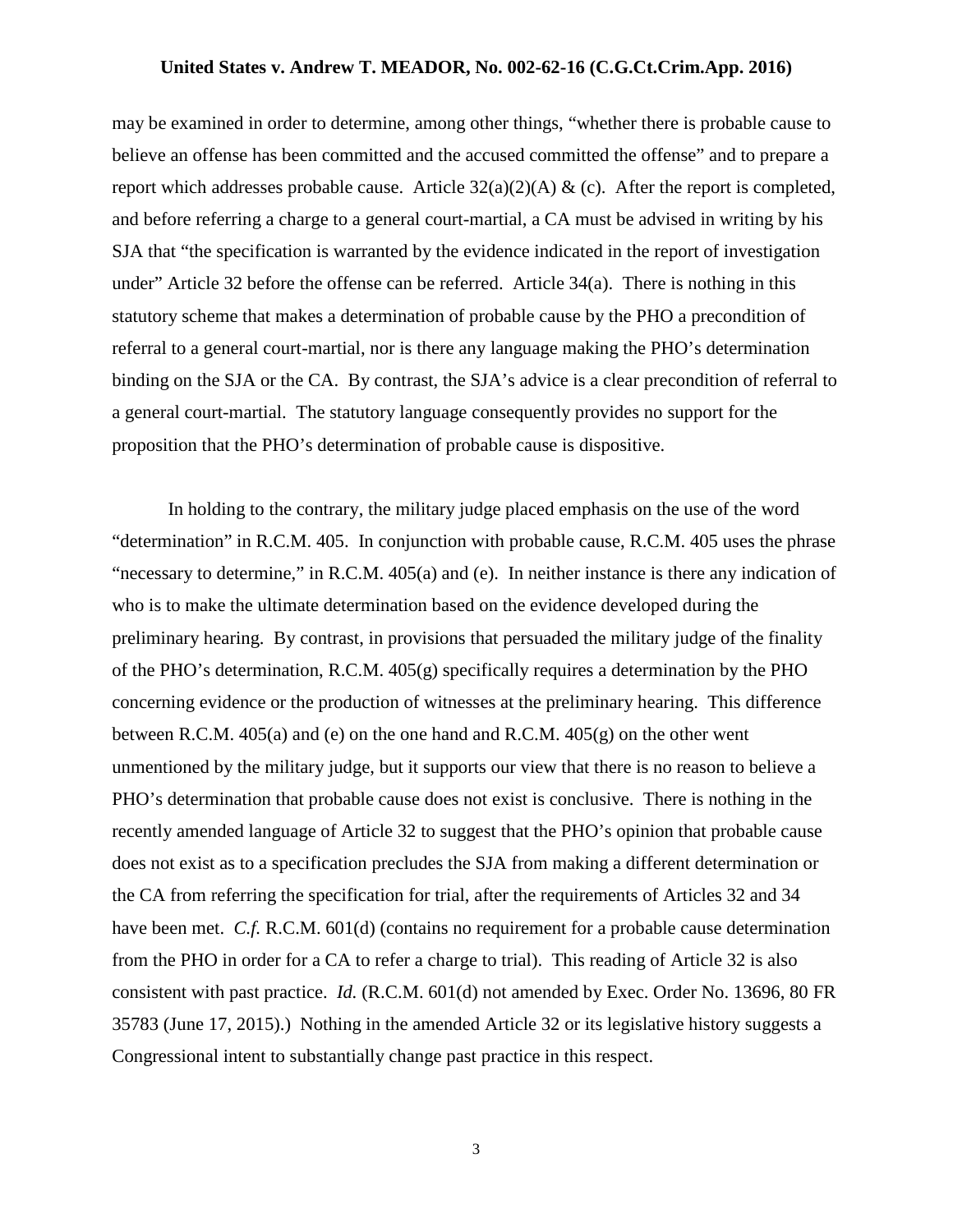may be examined in order to determine, among other things, "whether there is probable cause to believe an offense has been committed and the accused committed the offense" and to prepare a report which addresses probable cause. Article 32(a)(2)(A) & (c). After the report is completed, and before referring a charge to a general court-martial, a CA must be advised in writing by his SJA that "the specification is warranted by the evidence indicated in the report of investigation under" Article 32 before the offense can be referred. Article 34(a). There is nothing in this statutory scheme that makes a determination of probable cause by the PHO a precondition of referral to a general court-martial, nor is there any language making the PHO's determination binding on the SJA or the CA. By contrast, the SJA's advice is a clear precondition of referral to a general court-martial. The statutory language consequently provides no support for the proposition that the PHO's determination of probable cause is dispositive.

In holding to the contrary, the military judge placed emphasis on the use of the word "determination" in R.C.M. 405. In conjunction with probable cause, R.C.M. 405 uses the phrase "necessary to determine," in R.C.M. 405(a) and (e). In neither instance is there any indication of who is to make the ultimate determination based on the evidence developed during the preliminary hearing. By contrast, in provisions that persuaded the military judge of the finality of the PHO's determination, R.C.M. 405(g) specifically requires a determination by the PHO concerning evidence or the production of witnesses at the preliminary hearing. This difference between R.C.M. 405(a) and (e) on the one hand and R.C.M. 405(g) on the other went unmentioned by the military judge, but it supports our view that there is no reason to believe a PHO's determination that probable cause does not exist is conclusive. There is nothing in the recently amended language of Article 32 to suggest that the PHO's opinion that probable cause does not exist as to a specification precludes the SJA from making a different determination or the CA from referring the specification for trial, after the requirements of Articles 32 and 34 have been met. *C.f.* R.C.M. 601(d) (contains no requirement for a probable cause determination from the PHO in order for a CA to refer a charge to trial). This reading of Article 32 is also consistent with past practice. *Id.* (R.C.M. 601(d) not amended by Exec. Order No. 13696, 80 FR 35783 (June 17, 2015).) Nothing in the amended Article 32 or its legislative history suggests a Congressional intent to substantially change past practice in this respect.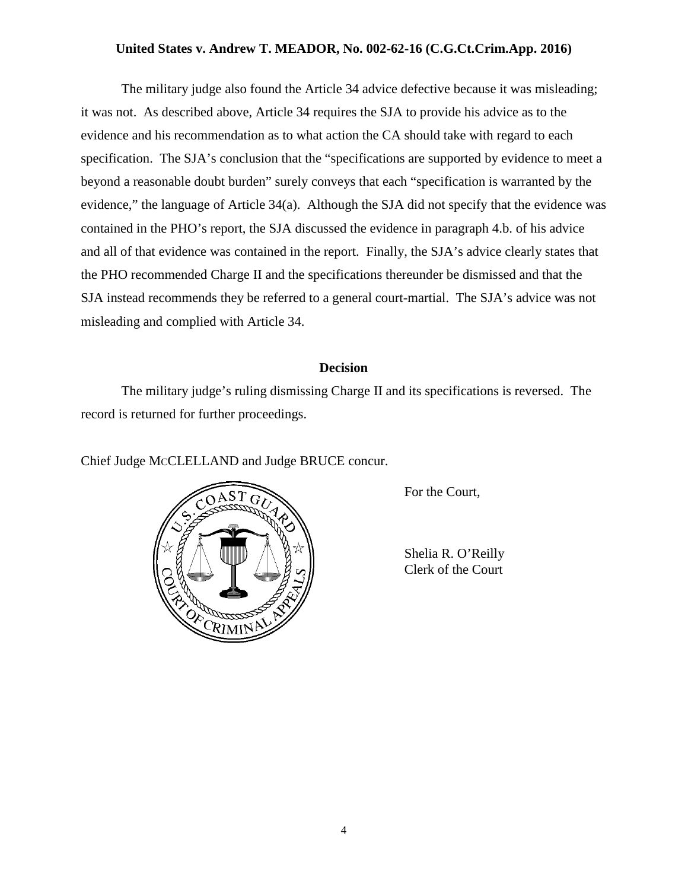The military judge also found the Article 34 advice defective because it was misleading; it was not. As described above, Article 34 requires the SJA to provide his advice as to the evidence and his recommendation as to what action the CA should take with regard to each specification. The SJA's conclusion that the "specifications are supported by evidence to meet a beyond a reasonable doubt burden" surely conveys that each "specification is warranted by the evidence," the language of Article 34(a). Although the SJA did not specify that the evidence was contained in the PHO's report, the SJA discussed the evidence in paragraph 4.b. of his advice and all of that evidence was contained in the report. Finally, the SJA's advice clearly states that the PHO recommended Charge II and the specifications thereunder be dismissed and that the SJA instead recommends they be referred to a general court-martial. The SJA's advice was not misleading and complied with Article 34.

## Decision

The military judge's ruling dismissing Charge II and its specifications is reversed. The record is returned for further proceedings.

Chief Judge McCLELLAND and Judge BRUCE concur.

For the Court,

Shelia R. O'Reilly
Clerk of the Court